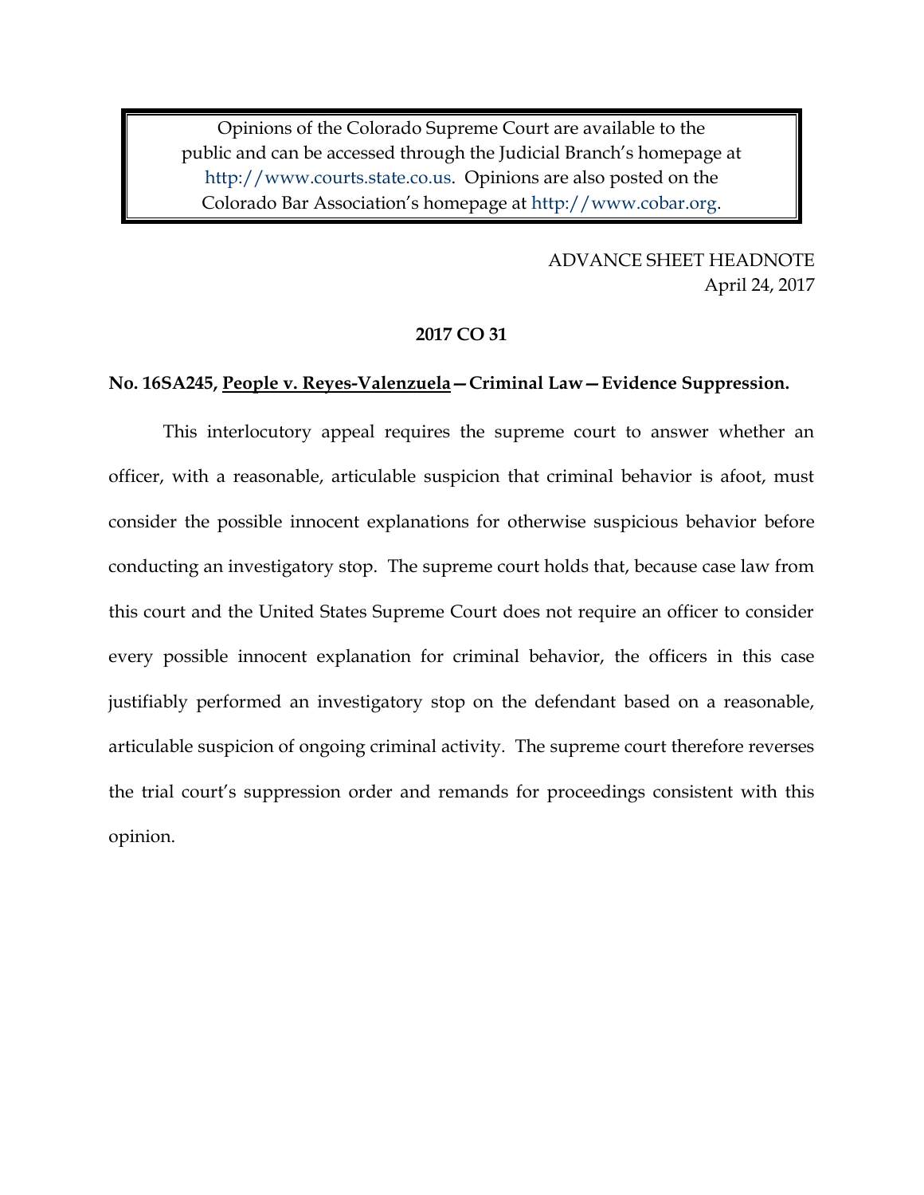Opinions of the Colorado Supreme Court are available to the public and can be accessed through the Judicial Branch's homepage at http://www.courts.state.co.us. Opinions are also posted on the Colorado Bar Association's homepage at http://www.cobar.org.

ADVANCE SHEET HEADNOTE
April 24, 2017

**2017 CO 31**

**No. 16SA245, People v. Reyes-Valenzuela—Criminal Law—Evidence Suppression.**

This interlocutory appeal requires the supreme court to answer whether an officer, with a reasonable, articulable suspicion that criminal behavior is afoot, must consider the possible innocent explanations for otherwise suspicious behavior before conducting an investigatory stop. The supreme court holds that, because case law from this court and the United States Supreme Court does not require an officer to consider every possible innocent explanation for criminal behavior, the officers in this case justifiably performed an investigatory stop on the defendant based on a reasonable, articulable suspicion of ongoing criminal activity. The supreme court therefore reverses the trial court's suppression order and remands for proceedings consistent with this opinion.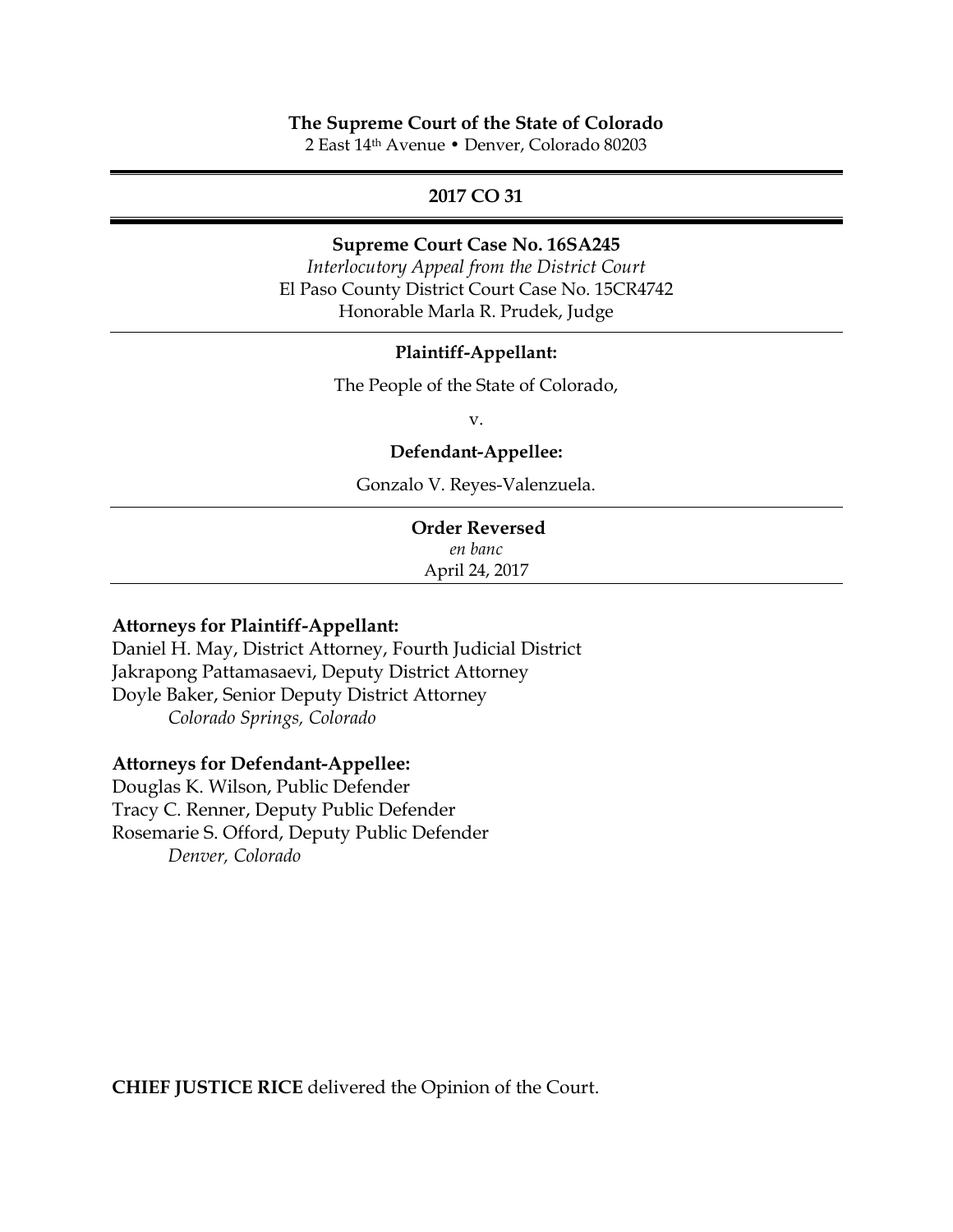**The Supreme Court of the State of Colorado**
2 East 14th Avenue • Denver, Colorado 80203

---

**2017 CO 31**

---

**Supreme Court Case No. 16SA245**
*Interlocutory Appeal from the District Court*
El Paso County District Court Case No. 15CR4742
Honorable Marla R. Prudek, Judge

---

**Plaintiff-Appellant:**

The People of the State of Colorado,

v.

**Defendant-Appellee:**

Gonzalo V. Reyes-Valenzuela.

---

**Order Reversed**
*en banc*
April 24, 2017

---

**Attorneys for Plaintiff-Appellant:**
Daniel H. May, District Attorney, Fourth Judicial District
Jakrapong Pattamasaevi, Deputy District Attorney
Doyle Baker, Senior Deputy District Attorney
*Colorado Springs, Colorado*

**Attorneys for Defendant-Appellee:**
Douglas K. Wilson, Public Defender
Tracy C. Renner, Deputy Public Defender
Rosemarie S. Offord, Deputy Public Defender
*Denver, Colorado*

**CHIEF JUSTICE RICE** delivered the Opinion of the Court.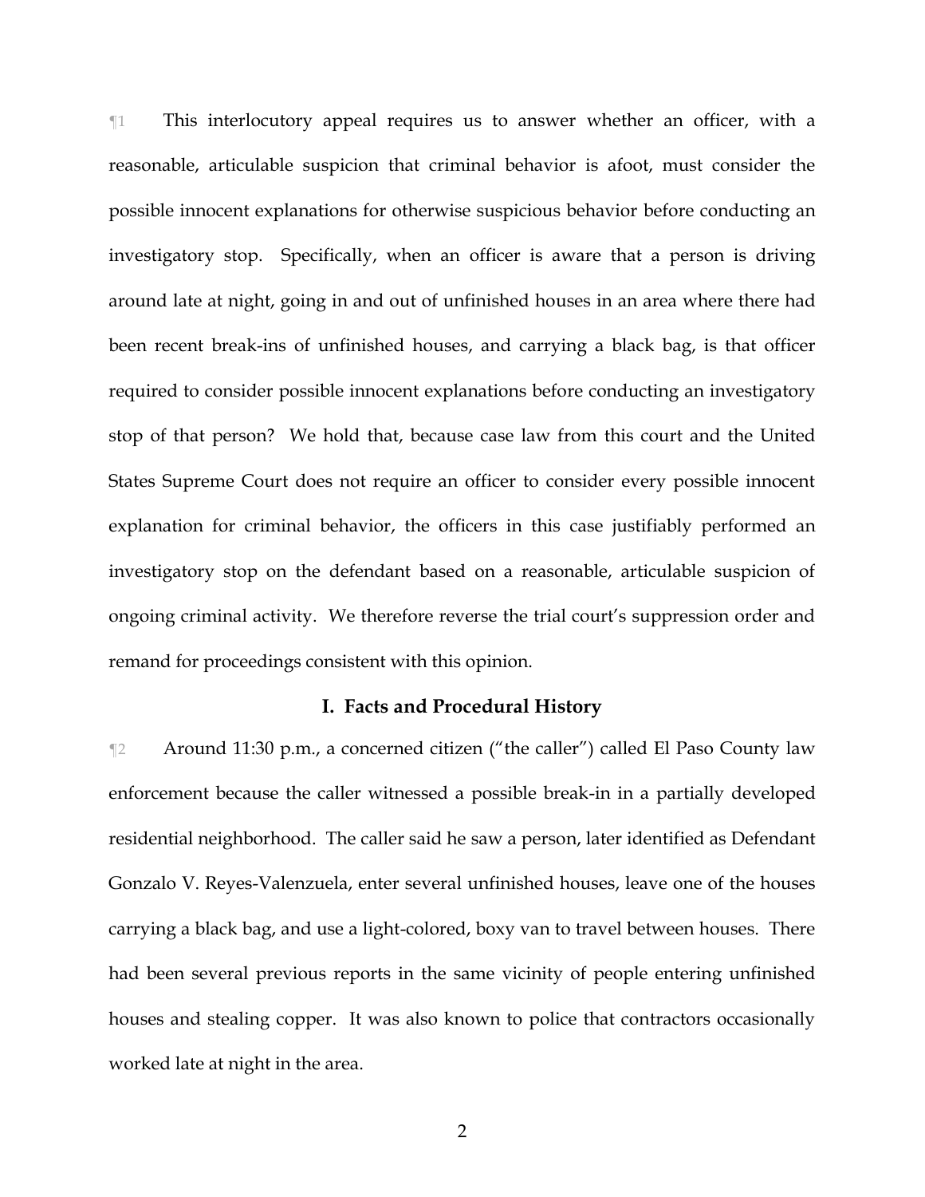¶1 This interlocutory appeal requires us to answer whether an officer, with a reasonable, articulable suspicion that criminal behavior is afoot, must consider the possible innocent explanations for otherwise suspicious behavior before conducting an investigatory stop. Specifically, when an officer is aware that a person is driving around late at night, going in and out of unfinished houses in an area where there had been recent break-ins of unfinished houses, and carrying a black bag, is that officer required to consider possible innocent explanations before conducting an investigatory stop of that person? We hold that, because case law from this court and the United States Supreme Court does not require an officer to consider every possible innocent explanation for criminal behavior, the officers in this case justifiably performed an investigatory stop on the defendant based on a reasonable, articulable suspicion of ongoing criminal activity. We therefore reverse the trial court's suppression order and remand for proceedings consistent with this opinion.

## I. Facts and Procedural History

¶2 Around 11:30 p.m., a concerned citizen ("the caller") called El Paso County law enforcement because the caller witnessed a possible break-in in a partially developed residential neighborhood. The caller said he saw a person, later identified as Defendant Gonzalo V. Reyes-Valenzuela, enter several unfinished houses, leave one of the houses carrying a black bag, and use a light-colored, boxy van to travel between houses. There had been several previous reports in the same vicinity of people entering unfinished houses and stealing copper. It was also known to police that contractors occasionally worked late at night in the area.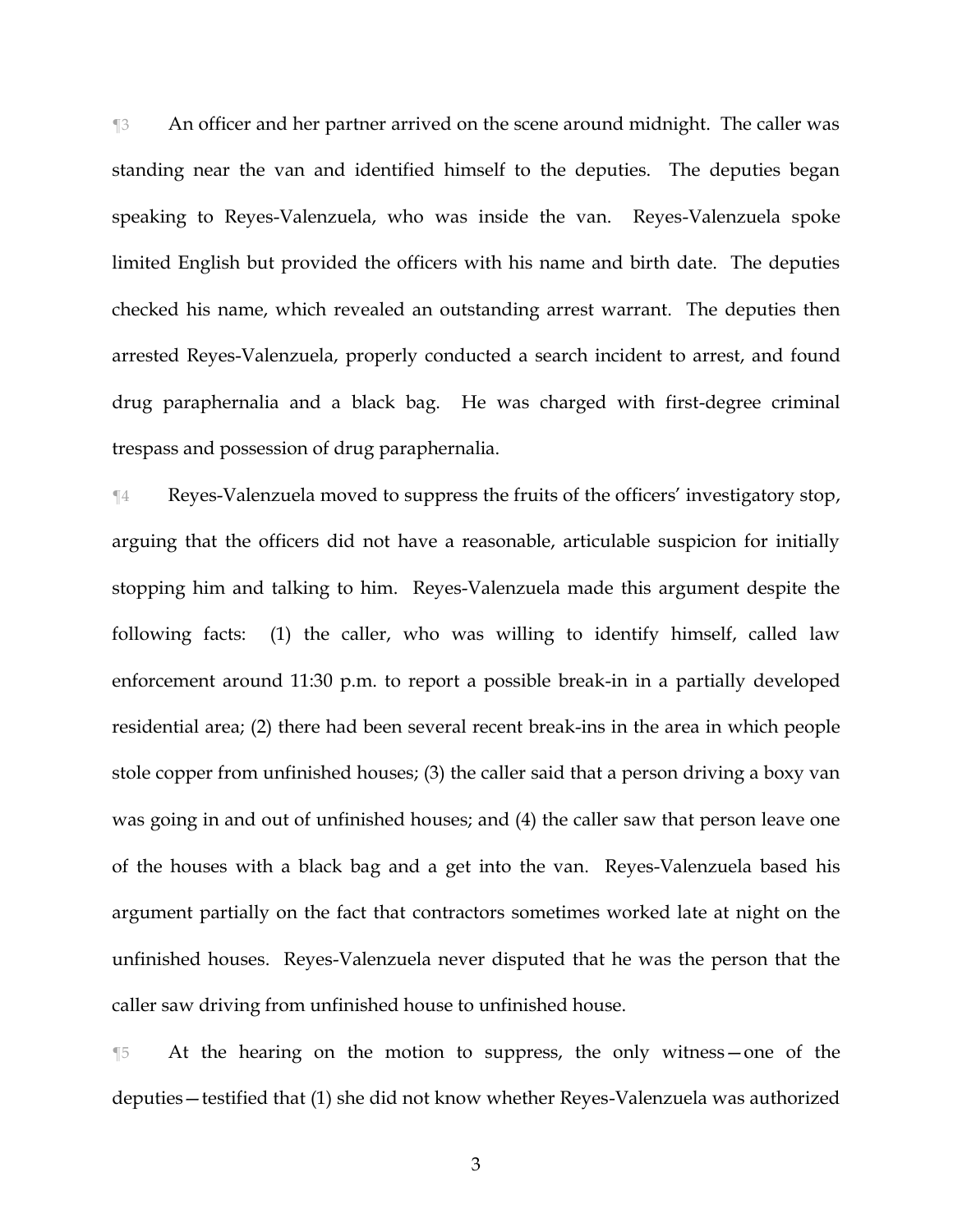¶3 An officer and her partner arrived on the scene around midnight. The caller was standing near the van and identified himself to the deputies. The deputies began speaking to Reyes-Valenzuela, who was inside the van. Reyes-Valenzuela spoke limited English but provided the officers with his name and birth date. The deputies checked his name, which revealed an outstanding arrest warrant. The deputies then arrested Reyes-Valenzuela, properly conducted a search incident to arrest, and found drug paraphernalia and a black bag. He was charged with first-degree criminal trespass and possession of drug paraphernalia.

¶4 Reyes-Valenzuela moved to suppress the fruits of the officers' investigatory stop, arguing that the officers did not have a reasonable, articulable suspicion for initially stopping him and talking to him. Reyes-Valenzuela made this argument despite the following facts: (1) the caller, who was willing to identify himself, called law enforcement around 11:30 p.m. to report a possible break-in in a partially developed residential area; (2) there had been several recent break-ins in the area in which people stole copper from unfinished houses; (3) the caller said that a person driving a boxy van was going in and out of unfinished houses; and (4) the caller saw that person leave one of the houses with a black bag and a get into the van. Reyes-Valenzuela based his argument partially on the fact that contractors sometimes worked late at night on the unfinished houses. Reyes-Valenzuela never disputed that he was the person that the caller saw driving from unfinished house to unfinished house.

¶5 At the hearing on the motion to suppress, the only witness—one of the deputies—testified that (1) she did not know whether Reyes-Valenzuela was authorized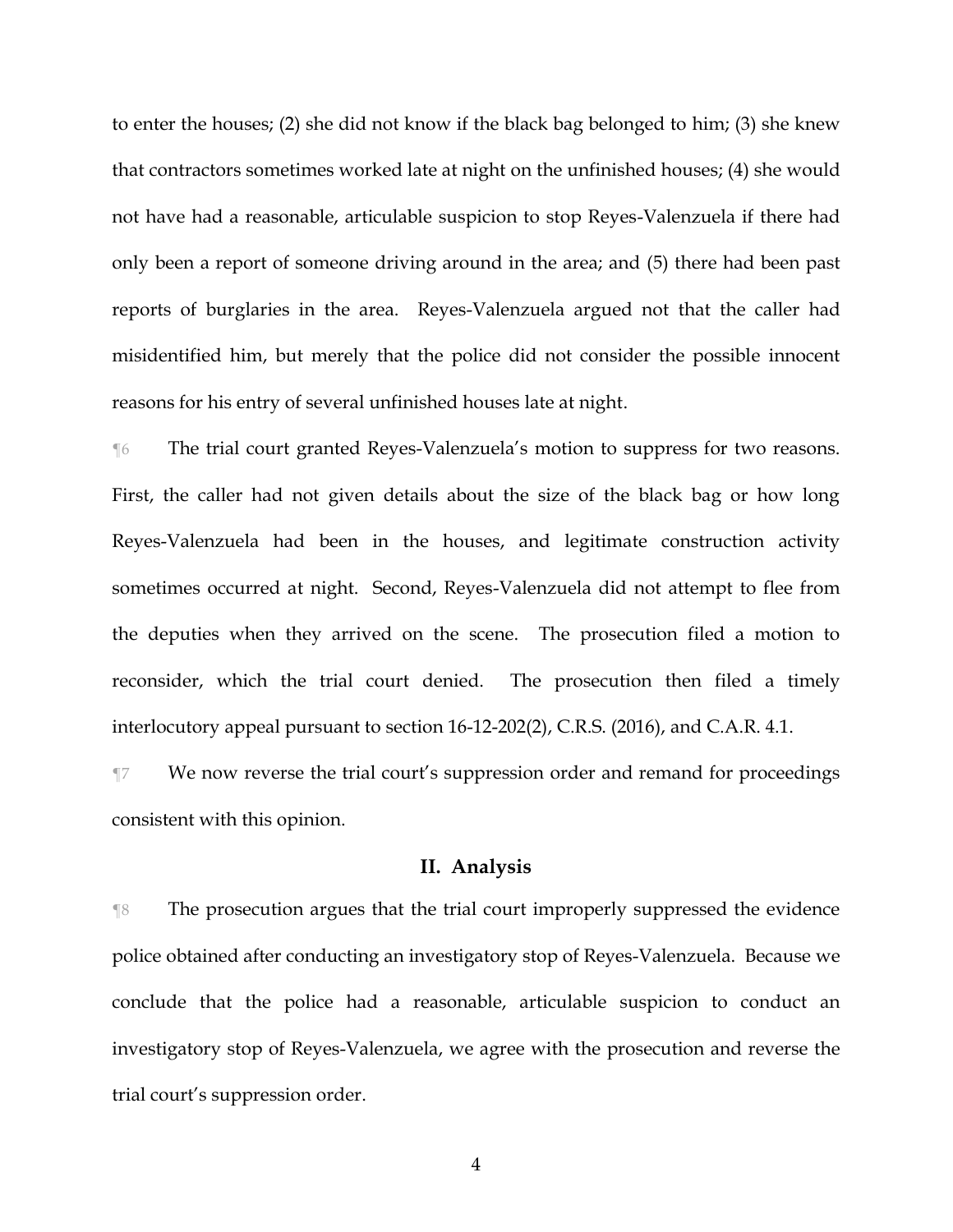to enter the houses; (2) she did not know if the black bag belonged to him; (3) she knew that contractors sometimes worked late at night on the unfinished houses; (4) she would not have had a reasonable, articulable suspicion to stop Reyes-Valenzuela if there had only been a report of someone driving around in the area; and (5) there had been past reports of burglaries in the area. Reyes-Valenzuela argued not that the caller had misidentified him, but merely that the police did not consider the possible innocent reasons for his entry of several unfinished houses late at night.

¶6 The trial court granted Reyes-Valenzuela's motion to suppress for two reasons. First, the caller had not given details about the size of the black bag or how long Reyes-Valenzuela had been in the houses, and legitimate construction activity sometimes occurred at night. Second, Reyes-Valenzuela did not attempt to flee from the deputies when they arrived on the scene. The prosecution filed a motion to reconsider, which the trial court denied. The prosecution then filed a timely interlocutory appeal pursuant to section 16-12-202(2), C.R.S. (2016), and C.A.R. 4.1.

¶7 We now reverse the trial court's suppression order and remand for proceedings consistent with this opinion.

## II. Analysis

¶8 The prosecution argues that the trial court improperly suppressed the evidence police obtained after conducting an investigatory stop of Reyes-Valenzuela. Because we conclude that the police had a reasonable, articulable suspicion to conduct an investigatory stop of Reyes-Valenzuela, we agree with the prosecution and reverse the trial court's suppression order.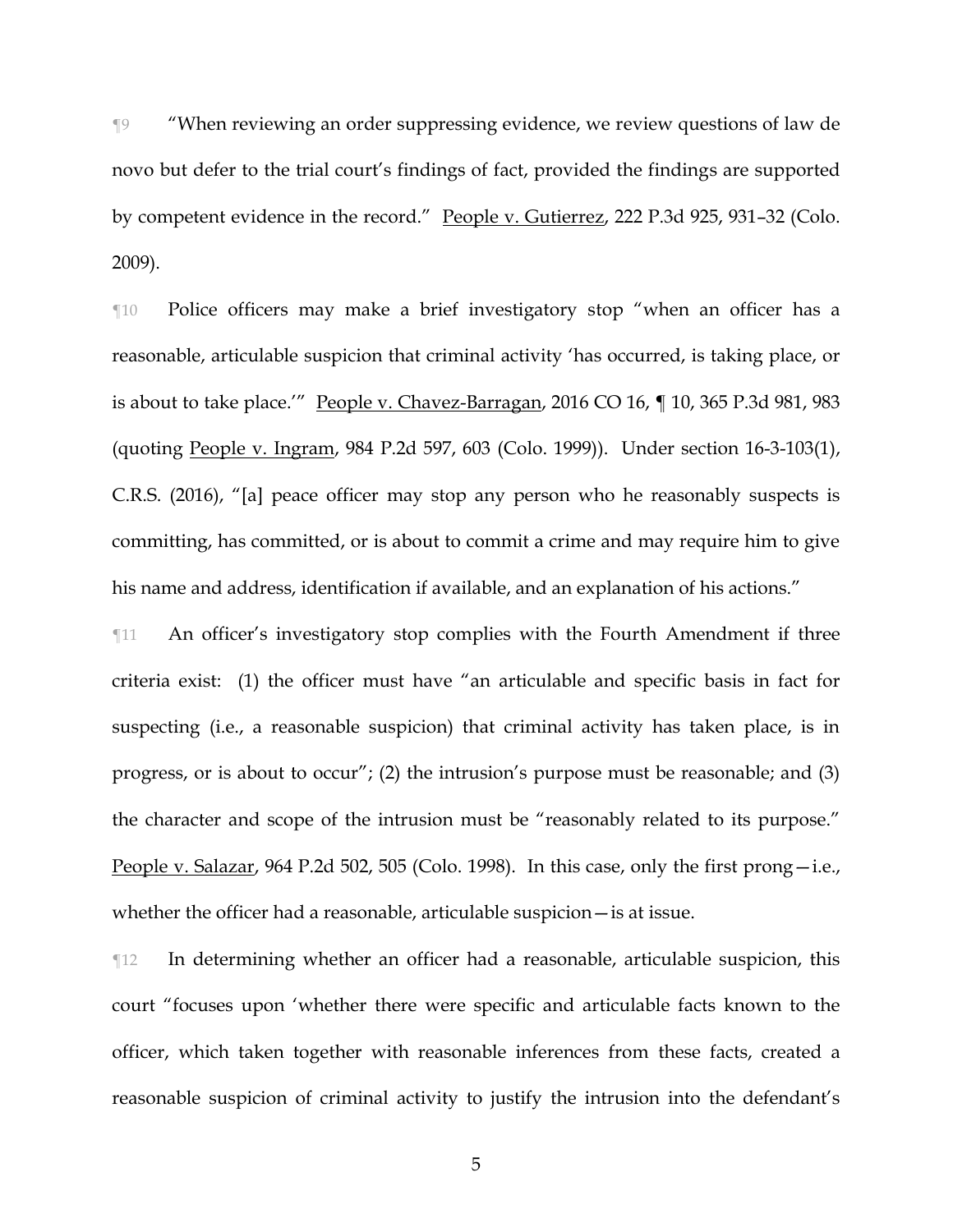¶9 "When reviewing an order suppressing evidence, we review questions of law de novo but defer to the trial court's findings of fact, provided the findings are supported by competent evidence in the record." People v. Gutierrez, 222 P.3d 925, 931–32 (Colo. 2009).

¶10 Police officers may make a brief investigatory stop "when an officer has a reasonable, articulable suspicion that criminal activity 'has occurred, is taking place, or is about to take place.'" People v. Chavez-Barragan, 2016 CO 16, ¶ 10, 365 P.3d 981, 983 (quoting People v. Ingram, 984 P.2d 597, 603 (Colo. 1999)). Under section 16-3-103(1), C.R.S. (2016), "[a] peace officer may stop any person who he reasonably suspects is committing, has committed, or is about to commit a crime and may require him to give his name and address, identification if available, and an explanation of his actions."

¶11 An officer's investigatory stop complies with the Fourth Amendment if three criteria exist: (1) the officer must have "an articulable and specific basis in fact for suspecting (i.e., a reasonable suspicion) that criminal activity has taken place, is in progress, or is about to occur"; (2) the intrusion's purpose must be reasonable; and (3) the character and scope of the intrusion must be "reasonably related to its purpose." People v. Salazar, 964 P.2d 502, 505 (Colo. 1998). In this case, only the first prong—i.e., whether the officer had a reasonable, articulable suspicion—is at issue.

¶12 In determining whether an officer had a reasonable, articulable suspicion, this court "focuses upon 'whether there were specific and articulable facts known to the officer, which taken together with reasonable inferences from these facts, created a reasonable suspicion of criminal activity to justify the intrusion into the defendant's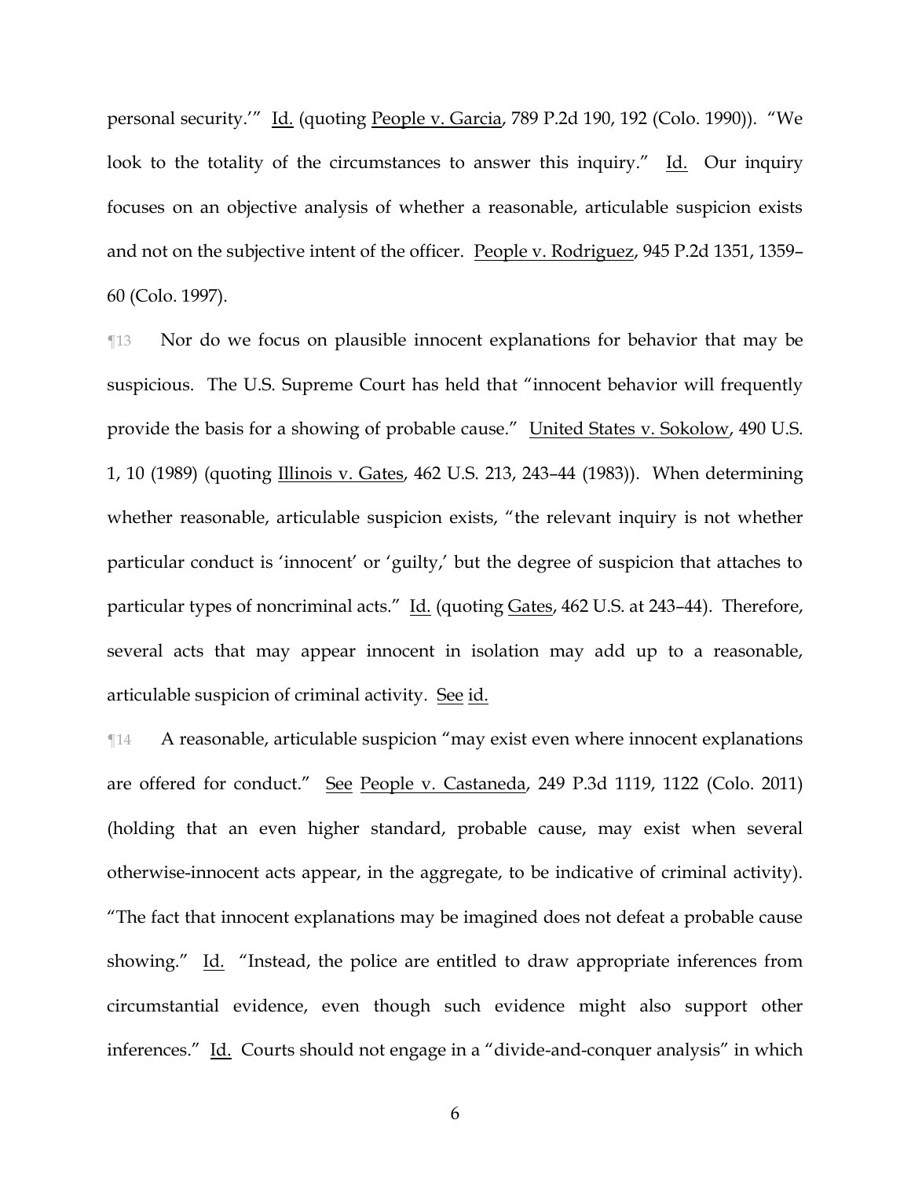personal security.'" Id. (quoting People v. Garcia, 789 P.2d 190, 192 (Colo. 1990)). "We look to the totality of the circumstances to answer this inquiry." Id. Our inquiry focuses on an objective analysis of whether a reasonable, articulable suspicion exists and not on the subjective intent of the officer. People v. Rodriguez, 945 P.2d 1351, 1359–60 (Colo. 1997).

¶13 Nor do we focus on plausible innocent explanations for behavior that may be suspicious. The U.S. Supreme Court has held that "innocent behavior will frequently provide the basis for a showing of probable cause." United States v. Sokolow, 490 U.S. 1, 10 (1989) (quoting Illinois v. Gates, 462 U.S. 213, 243–44 (1983)). When determining whether reasonable, articulable suspicion exists, "the relevant inquiry is not whether particular conduct is 'innocent' or 'guilty,' but the degree of suspicion that attaches to particular types of noncriminal acts." Id. (quoting Gates, 462 U.S. at 243–44). Therefore, several acts that may appear innocent in isolation may add up to a reasonable, articulable suspicion of criminal activity. See id.

¶14 A reasonable, articulable suspicion "may exist even where innocent explanations are offered for conduct." See People v. Castaneda, 249 P.3d 1119, 1122 (Colo. 2011) (holding that an even higher standard, probable cause, may exist when several otherwise-innocent acts appear, in the aggregate, to be indicative of criminal activity). "The fact that innocent explanations may be imagined does not defeat a probable cause showing." Id. "Instead, the police are entitled to draw appropriate inferences from circumstantial evidence, even though such evidence might also support other inferences." Id. Courts should not engage in a "divide-and-conquer analysis" in which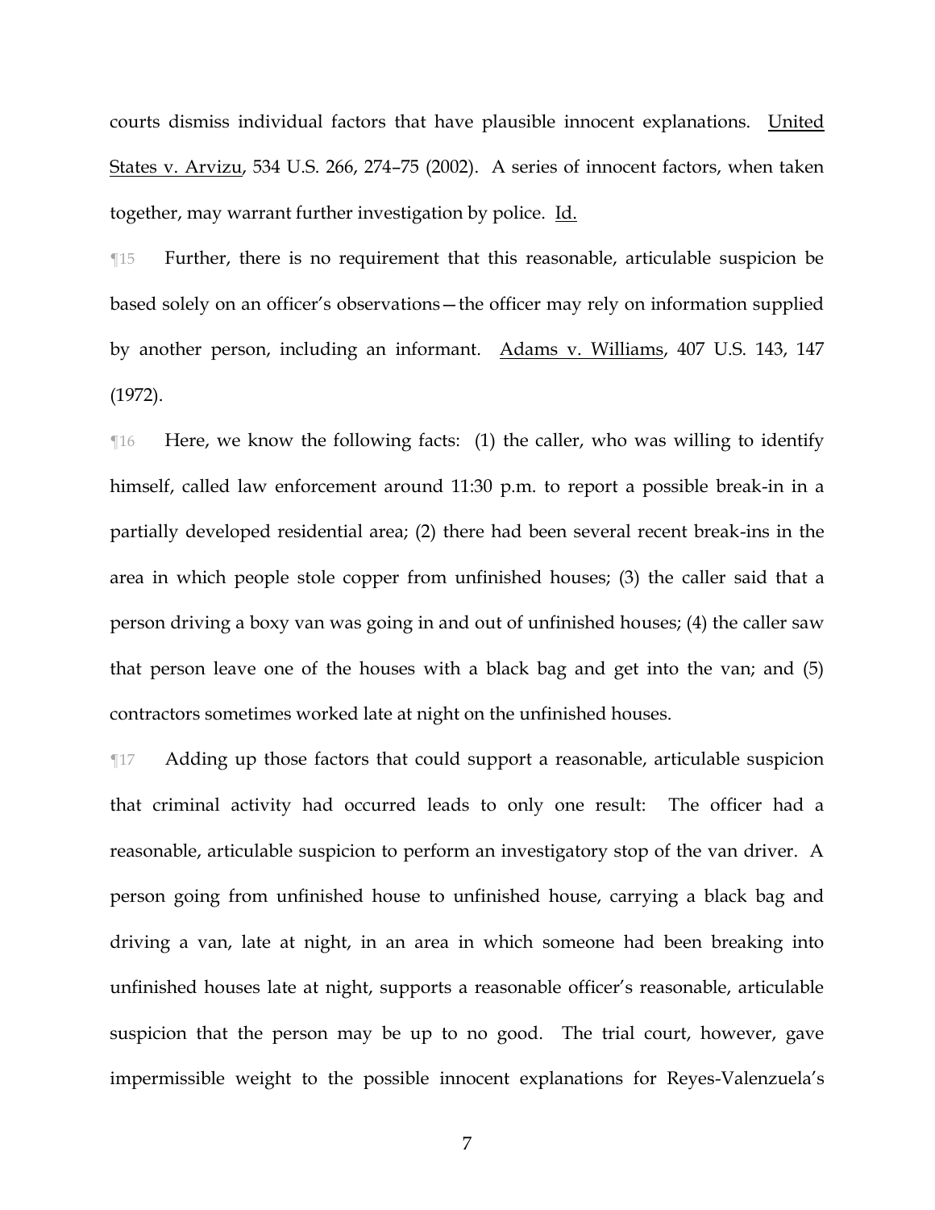courts dismiss individual factors that have plausible innocent explanations. United States v. Arvizu, 534 U.S. 266, 274–75 (2002). A series of innocent factors, when taken together, may warrant further investigation by police. Id.

¶15 Further, there is no requirement that this reasonable, articulable suspicion be based solely on an officer's observations—the officer may rely on information supplied by another person, including an informant. Adams v. Williams, 407 U.S. 143, 147 (1972).

¶16 Here, we know the following facts: (1) the caller, who was willing to identify himself, called law enforcement around 11:30 p.m. to report a possible break-in in a partially developed residential area; (2) there had been several recent break-ins in the area in which people stole copper from unfinished houses; (3) the caller said that a person driving a boxy van was going in and out of unfinished houses; (4) the caller saw that person leave one of the houses with a black bag and get into the van; and (5) contractors sometimes worked late at night on the unfinished houses.

¶17 Adding up those factors that could support a reasonable, articulable suspicion that criminal activity had occurred leads to only one result: The officer had a reasonable, articulable suspicion to perform an investigatory stop of the van driver. A person going from unfinished house to unfinished house, carrying a black bag and driving a van, late at night, in an area in which someone had been breaking into unfinished houses late at night, supports a reasonable officer's reasonable, articulable suspicion that the person may be up to no good. The trial court, however, gave impermissible weight to the possible innocent explanations for Reyes-Valenzuela's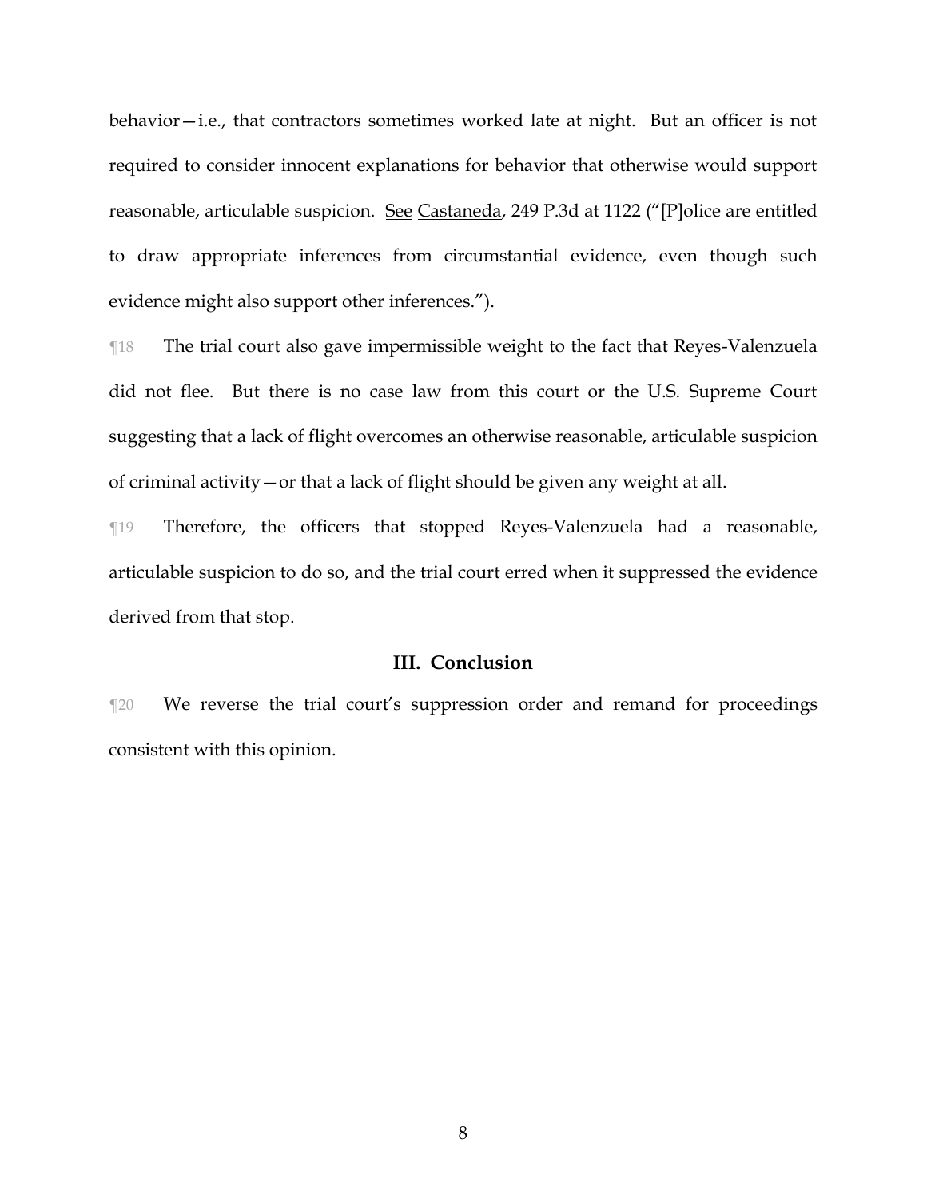behavior—i.e., that contractors sometimes worked late at night. But an officer is not required to consider innocent explanations for behavior that otherwise would support reasonable, articulable suspicion. See Castaneda, 249 P.3d at 1122 ("[P]olice are entitled to draw appropriate inferences from circumstantial evidence, even though such evidence might also support other inferences.").

¶18 The trial court also gave impermissible weight to the fact that Reyes-Valenzuela did not flee. But there is no case law from this court or the U.S. Supreme Court suggesting that a lack of flight overcomes an otherwise reasonable, articulable suspicion of criminal activity—or that a lack of flight should be given any weight at all.

¶19 Therefore, the officers that stopped Reyes-Valenzuela had a reasonable, articulable suspicion to do so, and the trial court erred when it suppressed the evidence derived from that stop.

## III. Conclusion

¶20 We reverse the trial court's suppression order and remand for proceedings consistent with this opinion.